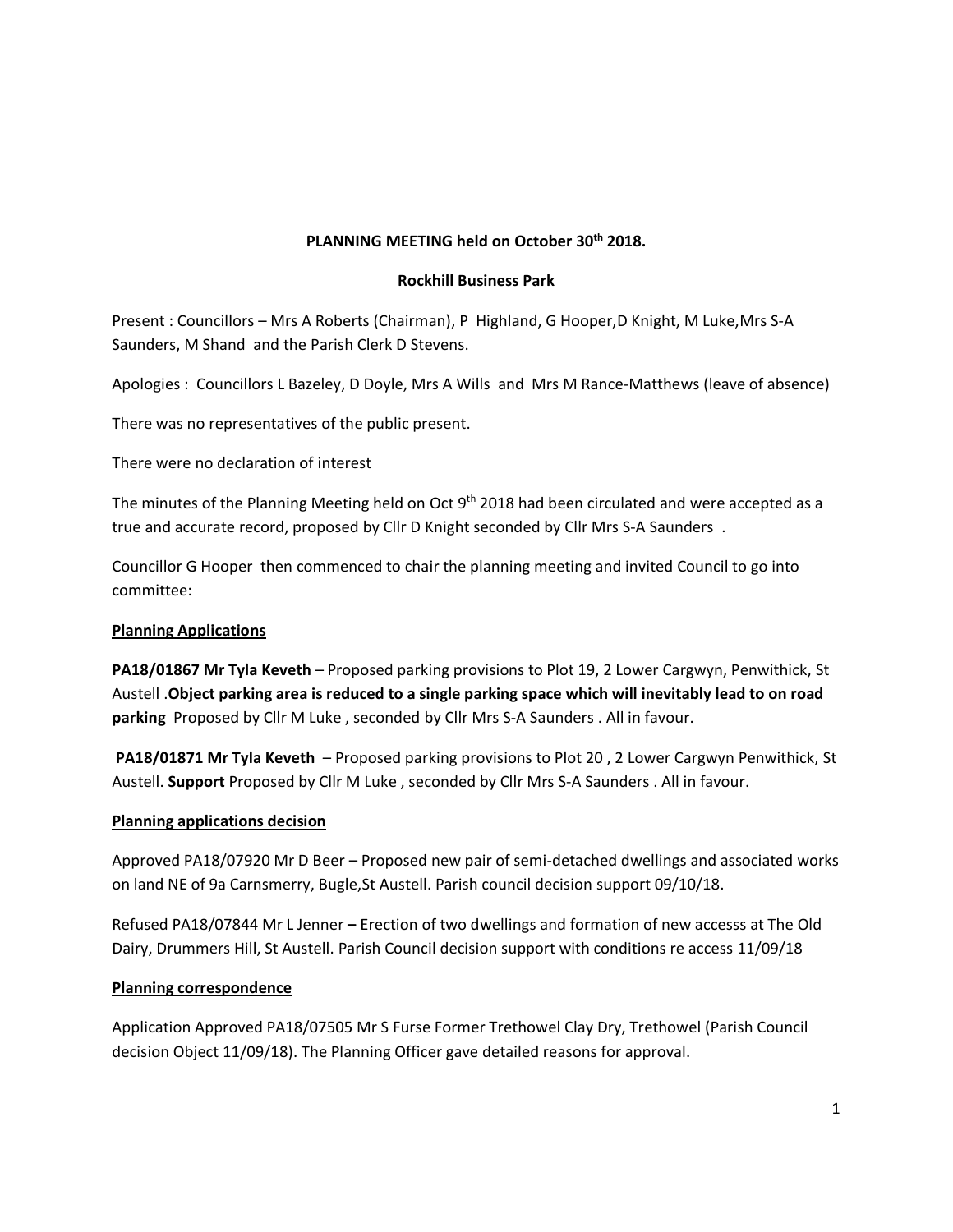**PLANNING MEETING held on October 30th 2018.**

**Rockhill Business Park**

Present : Councillors – Mrs A Roberts (Chairman), P Highland, G Hooper,D Knight, M Luke,Mrs S-A Saunders, M Shand and the Parish Clerk D Stevens.

Apologies : Councillors L Bazeley, D Doyle, Mrs A Wills and Mrs M Rance-Matthews (leave of absence)

There was no representatives of the public present.

There were no declaration of interest

The minutes of the Planning Meeting held on Oct 9th 2018 had been circulated and were accepted as a true and accurate record, proposed by Cllr D Knight seconded by Cllr Mrs S-A Saunders .

Councillor G Hooper then commenced to chair the planning meeting and invited Council to go into committee:

**Planning Applications**

**PA18/01867 Mr Tyla Keveth** – Proposed parking provisions to Plot 19, 2 Lower Cargwyn, Penwithick, St Austell .**Object parking area is reduced to a single parking space which will inevitably lead to on road parking** Proposed by Cllr M Luke , seconded by Cllr Mrs S-A Saunders . All in favour.

**PA18/01871 Mr Tyla Keveth** – Proposed parking provisions to Plot 20 , 2 Lower Cargwyn Penwithick, St Austell. **Support** Proposed by Cllr M Luke , seconded by Cllr Mrs S-A Saunders . All in favour.

**Planning applications decision**

Approved PA18/07920 Mr D Beer – Proposed new pair of semi-detached dwellings and associated works on land NE of 9a Carnsmerry, Bugle,St Austell. Parish council decision support 09/10/18.

Refused PA18/07844 Mr L Jenner **–** Erection of two dwellings and formation of new accesss at The Old Dairy, Drummers Hill, St Austell. Parish Council decision support with conditions re access 11/09/18

**Planning correspondence**

Application Approved PA18/07505 Mr S Furse Former Trethowel Clay Dry, Trethowel (Parish Council decision Object 11/09/18). The Planning Officer gave detailed reasons for approval.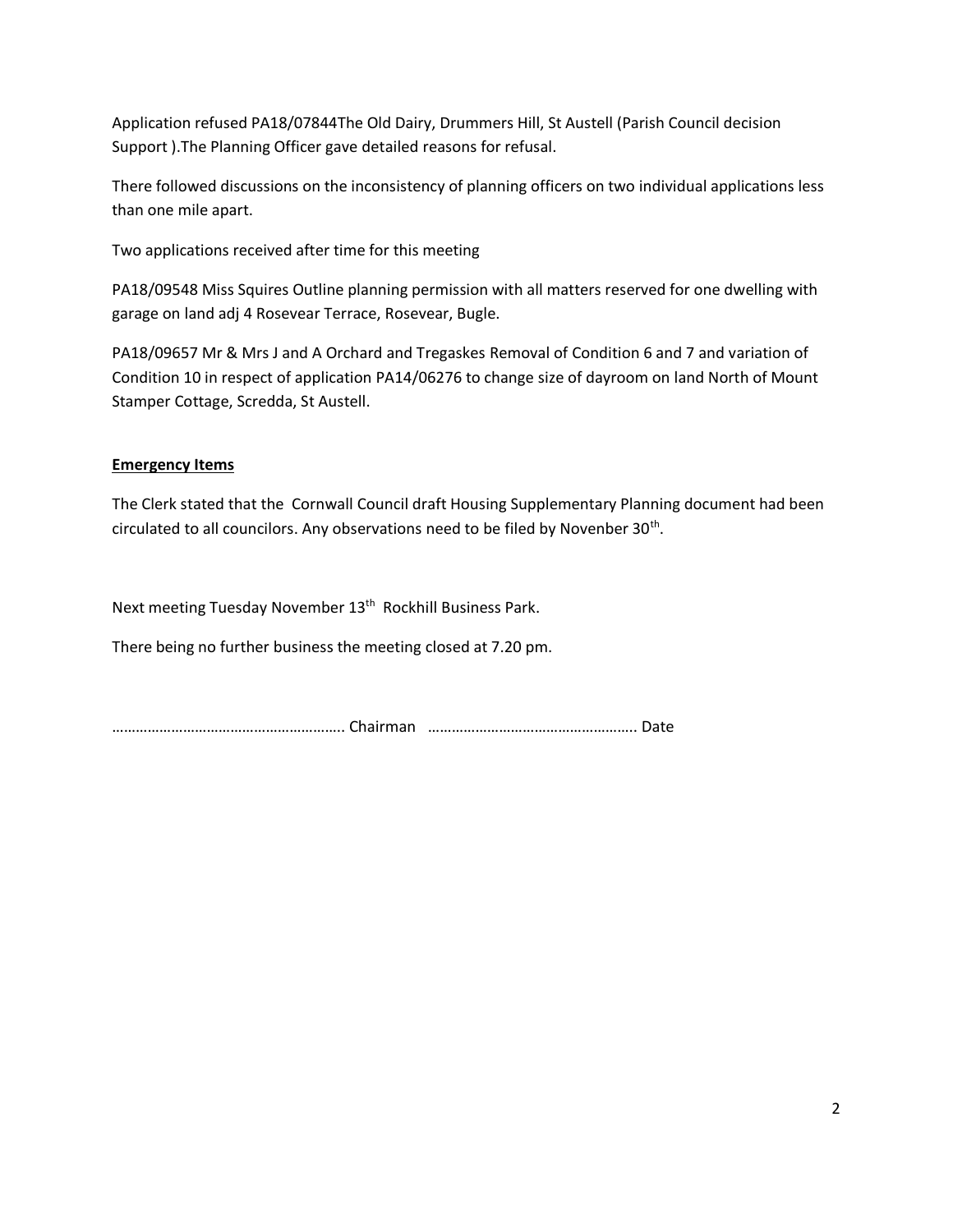Application refused PA18/07844The Old Dairy, Drummers Hill, St Austell (Parish Council decision Support ).The Planning Officer gave detailed reasons for refusal.

There followed discussions on the inconsistency of planning officers on two individual applications less than one mile apart.

Two applications received after time for this meeting

PA18/09548 Miss Squires Outline planning permission with all matters reserved for one dwelling with garage on land adj 4 Rosevear Terrace, Rosevear, Bugle.

PA18/09657 Mr & Mrs J and A Orchard and Tregaskes Removal of Condition 6 and 7 and variation of Condition 10 in respect of application PA14/06276 to change size of dayroom on land North of Mount Stamper Cottage, Scredda, St Austell.

**Emergency Items**

The Clerk stated that the Cornwall Council draft Housing Supplementary Planning document had been circulated to all councilors. Any observations need to be filed by Novenber 30th.

Next meeting Tuesday November 13th Rockhill Business Park.

There being no further business the meeting closed at 7.20 pm.

………………………………………………….. Chairman ……………………………………………. Date